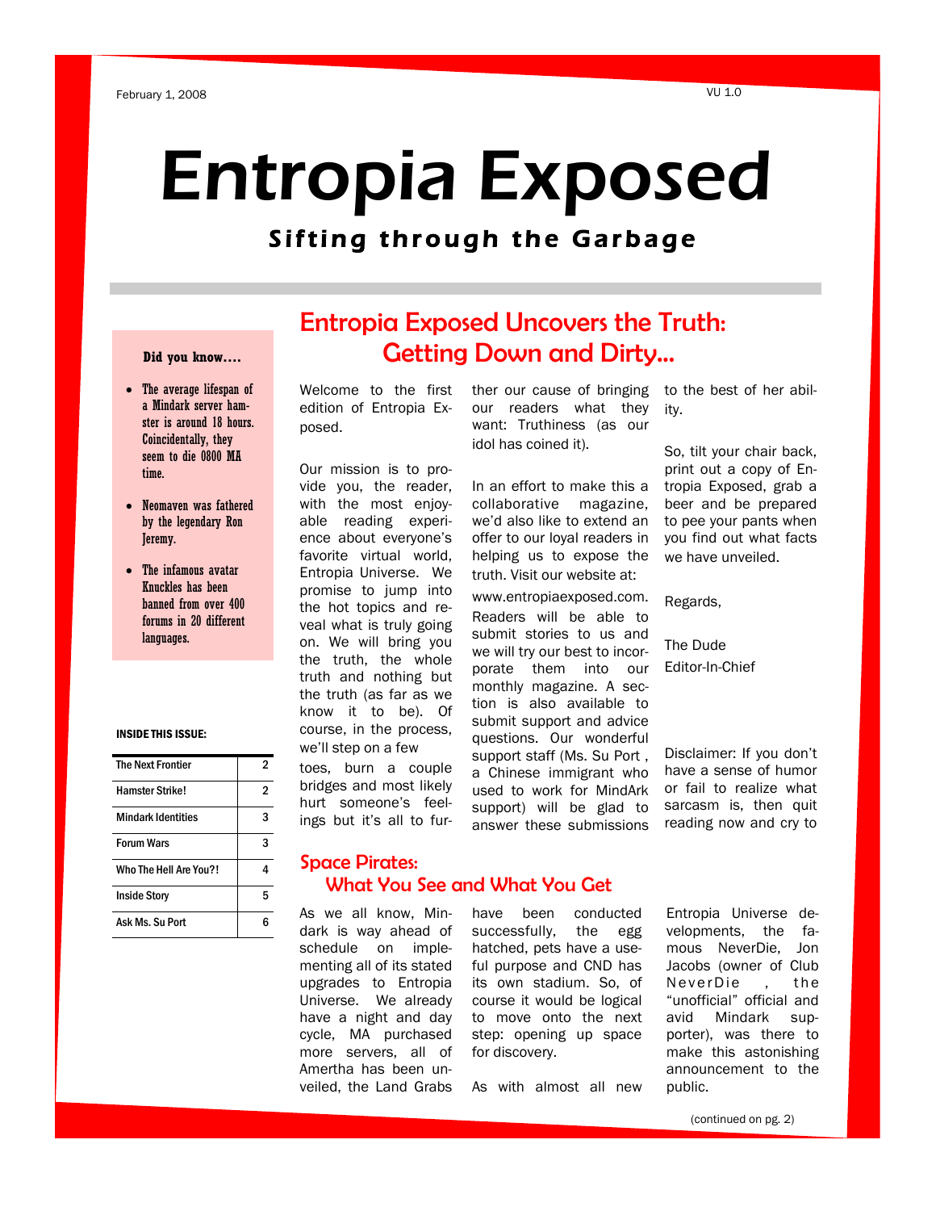February 1, 2008 VU 1.0

# Entropia Exposed

### Sifting through the Garbage

## Entropia Exposed Uncovers the Truth: Getting Down and Dirty...

Welcome to the first edition of Entropia Exposed.

Our mission is to provide you, the reader, with the most enjoyable reading experience about everyone's favorite virtual world, Entropia Universe. We promise to jump into the hot topics and reveal what is truly going on. We will bring you the truth, the whole truth and nothing but the truth (as far as we know it to be). Of course, in the process, we'll step on a few toes, burn a couple bridges and most likely hurt someone's feelings but it's all to further our cause of bringing our readers what they want: Truthiness (as our idol has coined it).

In an effort to make this a collaborative magazine, we'd also like to extend an offer to our loyal readers in helping us to expose the truth. Visit our website at:

www.entropiaexposed.com. Readers will be able to submit stories to us and we will try our best to incorporate them into our monthly magazine. A section is also available to submit support and advice questions. Our wonderful support staff (Ms. Su Port , a Chinese immigrant who used to work for MindArk support) will be glad to answer these submissions to the best of her ability.

So, tilt your chair back, print out a copy of Entropia Exposed, grab a beer and be prepared to pee your pants when you find out what facts we have unveiled.

Regards,

The Dude
Editor-In-Chief

Disclaimer: If you don't have a sense of humor or fail to realize what sarcasm is, then quit reading now and cry to

**Did you know….**

- The average lifespan of a Mindark server hamster is around 18 hours. Coincidentally, they seem to die 0800 MA time.
- Neomaven was fathered by the legendary Ron Jeremy.
- The infamous avatar Knuckles has been banned from over 400 forums in 20 different languages.

**INSIDE THIS ISSUE:**

| | |
|---|---|
| The Next Frontier | 2 |
| Hamster Strike! | 2 |
| Mindark Identities | 3 |
| Forum Wars | 3 |
| Who The Hell Are You?! | 4 |
| Inside Story | 5 |
| Ask Ms. Su Port | 6 |

## Space Pirates: What You See and What You Get

As we all know, Mindark is way ahead of schedule on implementing all of its stated upgrades to Entropia Universe. We already have a night and day cycle, MA purchased more servers, all of Amertha has been unveiled, the Land Grabs have been conducted successfully, the egg hatched, pets have a useful purpose and CND has its own stadium. So, of course it would be logical to move onto the next step: opening up space for discovery.

As with almost all new Entropia Universe developments, the famous NeverDie, Jon Jacobs (owner of Club NeverDie , the "unofficial" official and avid Mindark supporter), was there to make this astonishing announcement to the public.

(continued on pg. 2)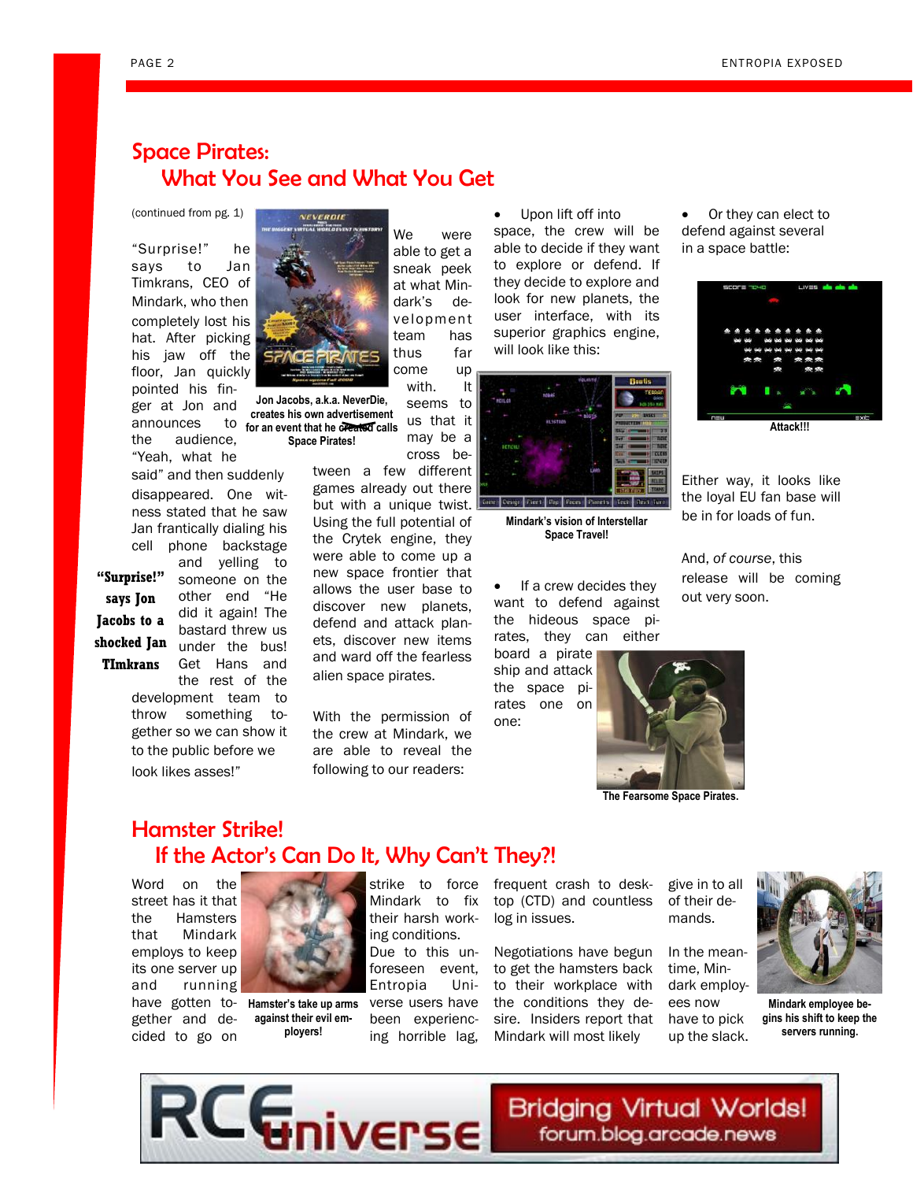## Space Pirates: What You See and What You Get

(continued from pg. 1)

"Surprise!" he says to Jan Timkrans, CEO of Mindark, who then completely lost his hat. After picking his jaw off the floor, Jan quickly pointed his finger at Jon and announces to the audience, "Yeah, what he said" and then suddenly disappeared. One witness stated that he saw Jan frantically dialing his cell phone backstage and yelling to someone on the other end "He did it again! The bastard threw us under the bus! Get Hans and the rest of the development team to throw something together so we can show it to the public before we look likes asses!"

**"Surprise!" says Jon Jacobs to a shocked Jan TImkrans**

Jon Jacobs, a.k.a. NeverDie, creates his own advertisement for an event that he ~~created~~ calls Space Pirates!

We were able to get a sneak peek at what Mindark's development team has thus far come up with. It seems to us that it may be a cross between a few different games already out there but with a unique twist. Using the full potential of the Crytek engine, they were able to come up a new space frontier that allows the user base to discover new planets, defend and attack planets, discover new items and ward off the fearless alien space pirates.

With the permission of the crew at Mindark, we are able to reveal the following to our readers:

- Upon lift off into space, the crew will be able to decide if they want to explore or defend. If they decide to explore and look for new planets, the user interface, with its superior graphics engine, will look like this:

Mindark's vision of Interstellar Space Travel!

- If a crew decides they want to defend against the hideous space pirates, they can either board a pirate ship and attack the space pirates one on one:

The Fearsome Space Pirates.

- Or they can elect to defend against several in a space battle:

Attack!!!

Either way, it looks like the loyal EU fan base will be in for loads of fun.

And, *of course*, this release will be coming out very soon.

## Hamster Strike! If the Actor's Can Do It, Why Can't They?!

Word on the street has it that the Hamsters that Mindark employs to keep its one server up and running have gotten together and decided to go on strike to force Mindark to fix their harsh working conditions. Due to this unforeseen event, Entropia Universe users have been experiencing horrible lag, frequent crash to desktop (CTD) and countless log in issues.

Hamster's take up arms against their evil employers!

Negotiations have begun to get the hamsters back to their workplace with the conditions they desire. Insiders report that Mindark will most likely give in to all of their demands.

In the meantime, Mindark employees now have to pick up the slack.

Mindark employee begins his shift to keep the servers running.

RCEuniverse — Bridging Virtual Worlds! forum.blog.arcade.news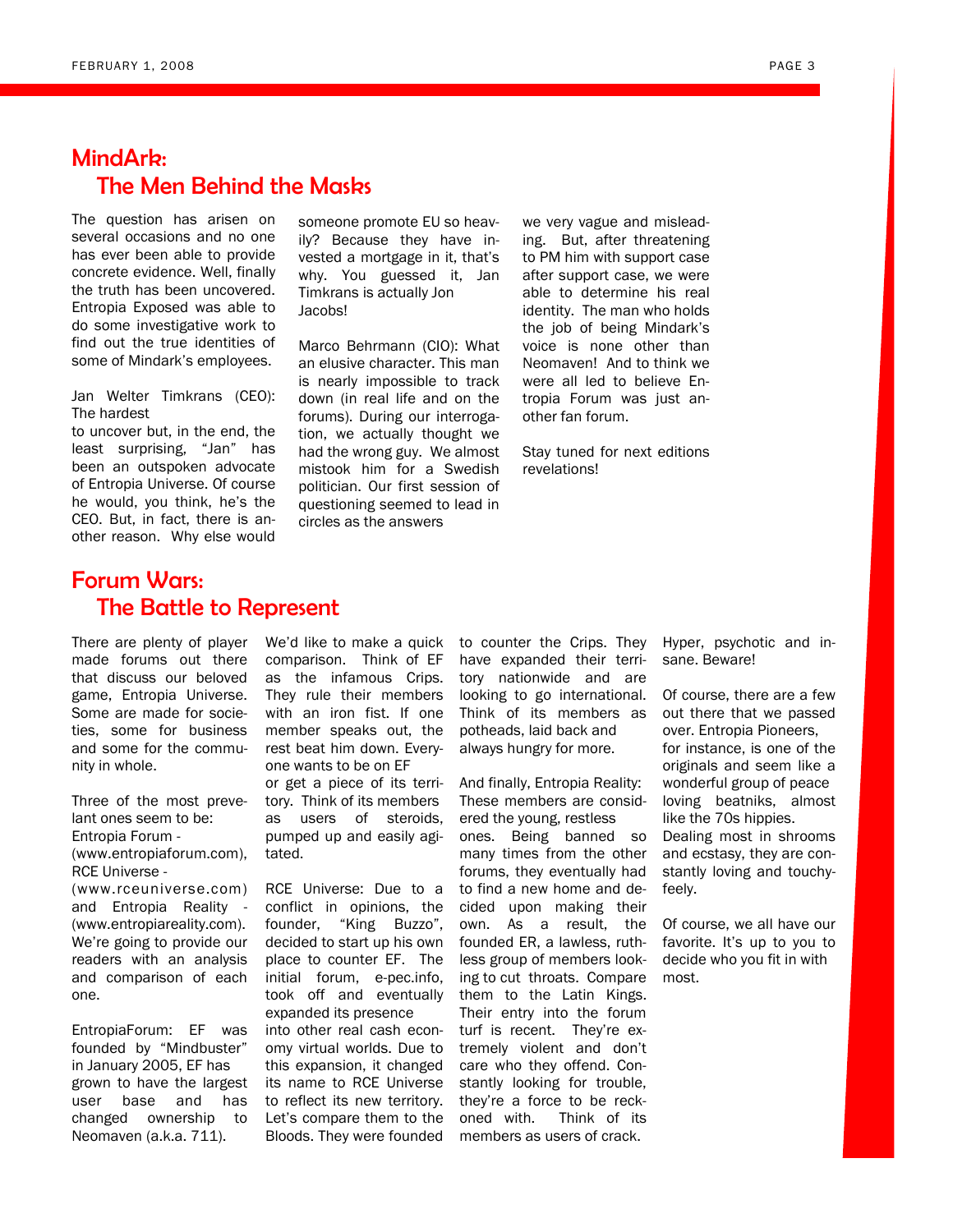# MindArk: The Men Behind the Masks

The question has arisen on several occasions and no one has ever been able to provide concrete evidence. Well, finally the truth has been uncovered. Entropia Exposed was able to do some investigative work to find out the true identities of some of Mindark's employees.

Jan Welter Timkrans (CEO): The hardest to uncover but, in the end, the least surprising, "Jan" has been an outspoken advocate of Entropia Universe. Of course he would, you think, he's the CEO. But, in fact, there is another reason. Why else would someone promote EU so heavily? Because they have invested a mortgage in it, that's why. You guessed it, Jan Timkrans is actually Jon Jacobs!

Marco Behrmann (CIO): What an elusive character. This man is nearly impossible to track down (in real life and on the forums). During our interrogation, we actually thought we had the wrong guy. We almost mistook him for a Swedish politician. Our first session of questioning seemed to lead in circles as the answers we very vague and misleading. But, after threatening to PM him with support case after support case, we were able to determine his real identity. The man who holds the job of being Mindark's voice is none other than Neomaven! And to think we were all led to believe Entropia Forum was just another fan forum.

Stay tuned for next editions revelations!

# Forum Wars: The Battle to Represent

There are plenty of player made forums out there that discuss our beloved game, Entropia Universe. Some are made for societies, some for business and some for the community in whole.

Three of the most prevelant ones seem to be: Entropia Forum - (www.entropiaforum.com), RCE Universe - (www.rceuniverse.com) and Entropia Reality - (www.entropiareality.com). We're going to provide our readers with an analysis and comparison of each one.

EntropiaForum: EF was founded by "Mindbuster" in January 2005, EF has grown to have the largest user base and has changed ownership to Neomaven (a.k.a. 711). We'd like to make a quick comparison. Think of EF as the infamous Crips. They rule their members with an iron fist. If one member speaks out, the rest beat him down. Everyone wants to be on EF or get a piece of its territory. Think of its members as users of steroids, pumped up and easily agitated.

RCE Universe: Due to a conflict in opinions, the founder, "King Buzzo", decided to start up his own place to counter EF. The initial forum, e-pec.info, took off and eventually expanded its presence into other real cash economy virtual worlds. Due to this expansion, it changed its name to RCE Universe to reflect its new territory. Let's compare them to the Bloods. They were founded to counter the Crips. They have expanded their territory nationwide and are looking to go international. Think of its members as potheads, laid back and always hungry for more.

And finally, Entropia Reality: These members are considered the young, restless ones. Being banned so many times from the other forums, they eventually had to find a new home and decided upon making their own. As a result, the founded ER, a lawless, ruthless group of members looking to cut throats. Compare them to the Latin Kings. Their entry into the forum turf is recent. They're extremely violent and don't care who they offend. Constantly looking for trouble, they're a force to be reckoned with. Think of its members as users of crack. Hyper, psychotic and insane. Beware!

Of course, there are a few out there that we passed over. Entropia Pioneers, for instance, is one of the originals and seem like a wonderful group of peace loving beatniks, almost like the 70s hippies. Dealing most in shrooms and ecstasy, they are constantly loving and touchy-feely.

Of course, we all have our favorite. It's up to you to decide who you fit in with most.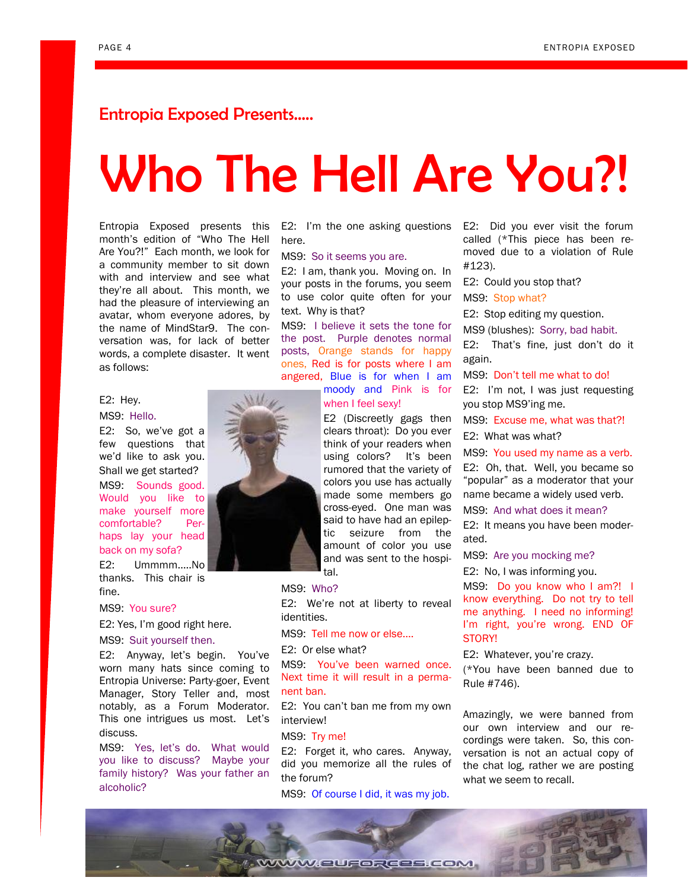## Entropia Exposed Presents.....

# Who The Hell Are You?!

Entropia Exposed presents this month's edition of "Who The Hell Are You?!" Each month, we look for a community member to sit down with and interview and see what they're all about. This month, we had the pleasure of interviewing an avatar, whom everyone adores, by the name of MindStar9. The conversation was, for lack of better words, a complete disaster. It went as follows:

E2: Hey.

MS9: Hello.

E2: So, we've got a few questions that we'd like to ask you. Shall we get started?

MS9: Sounds good. Would you like to make yourself more comfortable? Perhaps lay your head back on my sofa?

E2: Ummmm.....No thanks. This chair is fine.

MS9: You sure?

E2: Yes, I'm good right here.

MS9: Suit yourself then.

E2: Anyway, let's begin. You've worn many hats since coming to Entropia Universe: Party-goer, Event Manager, Story Teller and, most notably, as a Forum Moderator. This one intrigues us most. Let's discuss.

MS9: Yes, let's do. What would you like to discuss? Maybe your family history? Was your father an alcoholic?

E2: I'm the one asking questions here.

MS9: So it seems you are.

E2: I am, thank you. Moving on. In your posts in the forums, you seem to use color quite often for your text. Why is that?

MS9: I believe it sets the tone for the post. Purple denotes normal posts, Orange stands for happy ones, Red is for posts where I am angered, Blue is for when I am moody and Pink is for when I feel sexy!

E2 (Discreetly gags then clears throat): Do you ever think of your readers when using colors? It's been rumored that the variety of colors you use has actually made some members go cross-eyed. One man was said to have had an epileptic seizure from the amount of color you use and was sent to the hospital.

MS9: Who?

E2: We're not at liberty to reveal identities.

MS9: Tell me now or else....

E2: Or else what?

MS9: You've been warned once. Next time it will result in a permanent ban.

E2: You can't ban me from my own interview!

MS9: Try me!

E2: Forget it, who cares. Anyway, did you memorize all the rules of the forum?

MS9: Of course I did, it was my job.

E2: Did you ever visit the forum called (*This piece has been removed due to a violation of Rule #123).

E2: Could you stop that?

MS9: Stop what?

E2: Stop editing my question.

MS9 (blushes): Sorry, bad habit.

E2: That's fine, just don't do it again.

MS9: Don't tell me what to do!

E2: I'm not, I was just requesting you stop MS9'ing me.

MS9: Excuse me, what was that?!

E2: What was what?

MS9: You used my name as a verb.

E2: Oh, that. Well, you became so "popular" as a moderator that your name became a widely used verb.

MS9: And what does it mean?

E2: It means you have been moderated.

MS9: Are you mocking me?

E2: No, I was informing you.

MS9: Do you know who I am?! I know everything. Do not try to tell me anything. I need no informing! I'm right, you're wrong. END OF STORY!

E2: Whatever, you're crazy.

(*You have been banned due to Rule #746).

Amazingly, we were banned from our own interview and our recordings were taken. So, this conversation is not an actual copy of the chat log, rather we are posting what we seem to recall.

WWW.EUFORCES.COM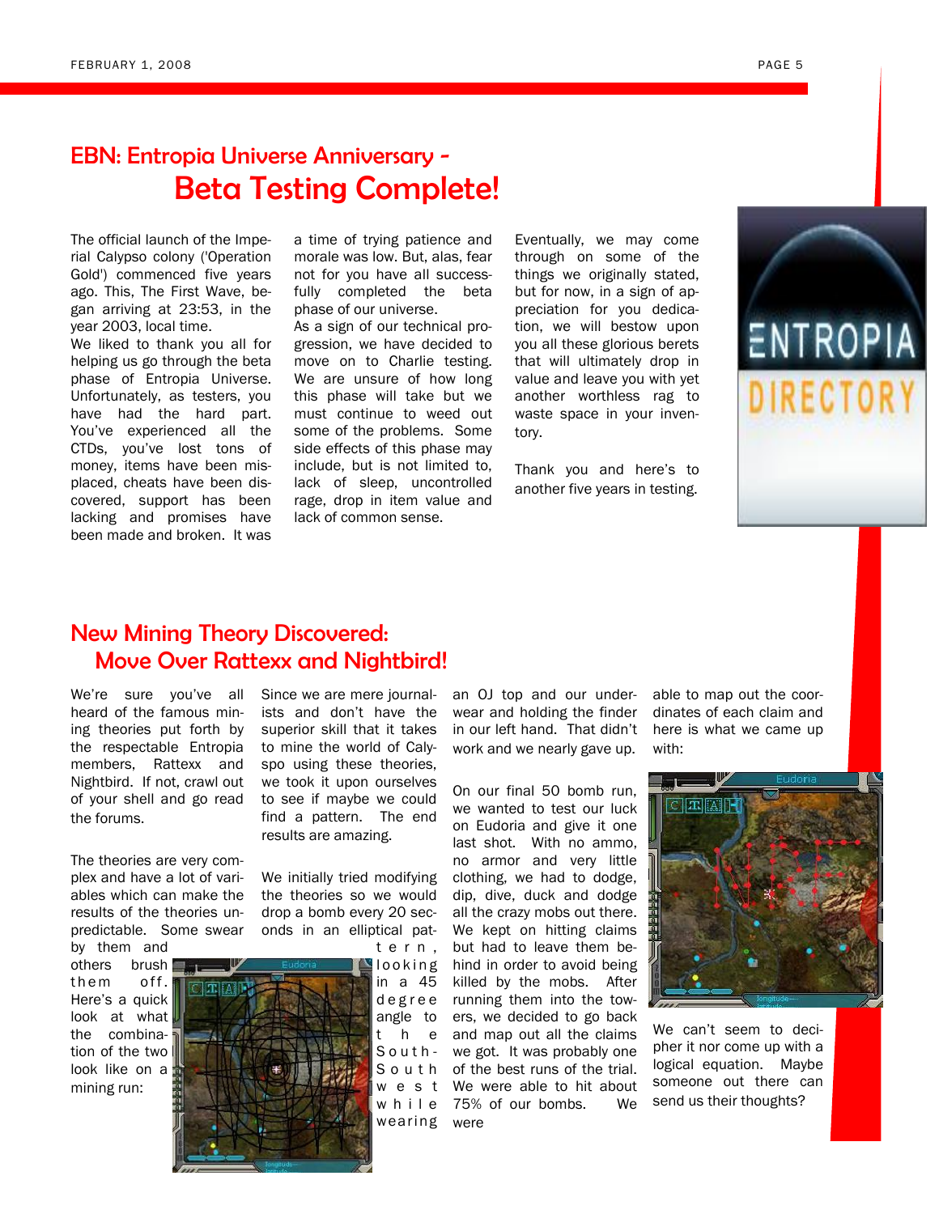# EBN: Entropia Universe Anniversary - Beta Testing Complete!

The official launch of the Imperial Calypso colony ('Operation Gold') commenced five years ago. This, The First Wave, began arriving at 23:53, in the year 2003, local time.

We liked to thank you all for helping us go through the beta phase of Entropia Universe. Unfortunately, as testers, you have had the hard part. You've experienced all the CTDs, you've lost tons of money, items have been misplaced, cheats have been discovered, support has been lacking and promises have been made and broken. It was a time of trying patience and morale was low. But, alas, fear not for you have all successfully completed the beta phase of our universe.

As a sign of our technical progression, we have decided to move on to Charlie testing. We are unsure of how long this phase will take but we must continue to weed out some of the problems. Some side effects of this phase may include, but is not limited to, lack of sleep, uncontrolled rage, drop in item value and lack of common sense.

Eventually, we may come through on some of the things we originally stated, but for now, in a sign of appreciation for you dedication, we will bestow upon you all these glorious berets that will ultimately drop in value and leave you with yet another worthless rag to waste space in your inventory.

Thank you and here's to another five years in testing.

## New Mining Theory Discovered: Move Over Rattexx and Nightbird!

We're sure you've all heard of the famous mining theories put forth by the respectable Entropia members, Rattexx and Nightbird. If not, crawl out of your shell and go read the forums.

The theories are very complex and have a lot of variables which can make the results of the theories unpredictable. Some swear by them and others brush them off. Here's a quick look at what the combination of the two look like on a mining run:

Since we are mere journalists and don't have the superior skill that it takes to mine the world of Calypso using these theories, we took it upon ourselves to see if maybe we could find a pattern. The end results are amazing.

We initially tried modifying the theories so we would drop a bomb every 20 seconds in an elliptical pattern, looking in a 45 degree angle to the South-South-west while wearing an OJ top and our underwear and holding the finder in our left hand. That didn't work and we nearly gave up.

On our final 50 bomb run, we wanted to test our luck on Eudoria and give it one last shot. With no ammo, no armor and very little clothing, we had to dodge, dip, dive, duck and dodge all the crazy mobs out there. We kept on hitting claims but had to leave them behind in order to avoid being killed by the mobs. After running them into the towers, we decided to go back and map out all the claims we got. It was probably one of the best runs of the trial. We were able to hit about 75% of our bombs. We were able to map out the coordinates of each claim and here is what we came up with:

We can't seem to decipher it nor come up with a logical equation. Maybe someone out there can send us their thoughts?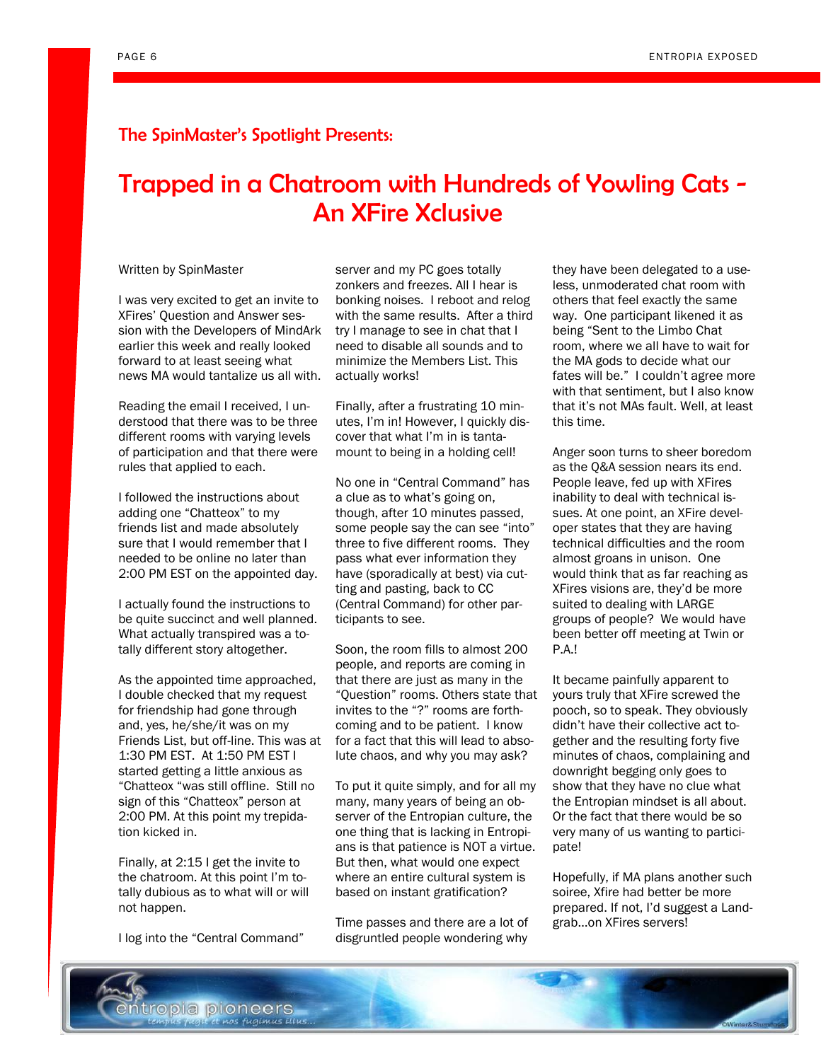### The SpinMaster's Spotlight Presents:

# Trapped in a Chatroom with Hundreds of Yowling Cats - An XFire Xclusive

Written by SpinMaster

I was very excited to get an invite to XFires' Question and Answer session with the Developers of MindArk earlier this week and really looked forward to at least seeing what news MA would tantalize us all with.

Reading the email I received, I understood that there was to be three different rooms with varying levels of participation and that there were rules that applied to each.

I followed the instructions about adding one "Chatteox" to my friends list and made absolutely sure that I would remember that I needed to be online no later than 2:00 PM EST on the appointed day.

I actually found the instructions to be quite succinct and well planned. What actually transpired was a totally different story altogether.

As the appointed time approached, I double checked that my request for friendship had gone through and, yes, he/she/it was on my Friends List, but off-line. This was at 1:30 PM EST. At 1:50 PM EST I started getting a little anxious as "Chatteox "was still offline. Still no sign of this "Chatteox" person at 2:00 PM. At this point my trepidation kicked in.

Finally, at 2:15 I get the invite to the chatroom. At this point I'm totally dubious as to what will or will not happen.

I log into the "Central Command" server and my PC goes totally zonkers and freezes. All I hear is bonking noises. I reboot and relog with the same results. After a third try I manage to see in chat that I need to disable all sounds and to minimize the Members List. This actually works!

Finally, after a frustrating 10 minutes, I'm in! However, I quickly discover that what I'm in is tantamount to being in a holding cell!

No one in "Central Command" has a clue as to what's going on, though, after 10 minutes passed, some people say the can see "into" three to five different rooms. They pass what ever information they have (sporadically at best) via cutting and pasting, back to CC (Central Command) for other participants to see.

Soon, the room fills to almost 200 people, and reports are coming in that there are just as many in the "Question" rooms. Others state that invites to the "?" rooms are forthcoming and to be patient. I know for a fact that this will lead to absolute chaos, and why you may ask?

To put it quite simply, and for all my many, many years of being an observer of the Entropian culture, the one thing that is lacking in Entropians is that patience is NOT a virtue. But then, what would one expect where an entire cultural system is based on instant gratification?

Time passes and there are a lot of disgruntled people wondering why they have been delegated to a useless, unmoderated chat room with others that feel exactly the same way. One participant likened it as being "Sent to the Limbo Chat room, where we all have to wait for the MA gods to decide what our fates will be." I couldn't agree more with that sentiment, but I also know that it's not MAs fault. Well, at least this time.

Anger soon turns to sheer boredom as the Q&A session nears its end. People leave, fed up with XFires inability to deal with technical issues. At one point, an XFire developer states that they are having technical difficulties and the room almost groans in unison. One would think that as far reaching as XFires visions are, they'd be more suited to dealing with LARGE groups of people? We would have been better off meeting at Twin or P.A.!

It became painfully apparent to yours truly that XFire screwed the pooch, so to speak. They obviously didn't have their collective act together and the resulting forty five minutes of chaos, complaining and downright begging only goes to show that they have no clue what the Entropian mindset is all about. Or the fact that there would be so very many of us wanting to participate!

Hopefully, if MA plans another such soiree, Xfire had better be more prepared. If not, I'd suggest a Landgrab…on XFires servers!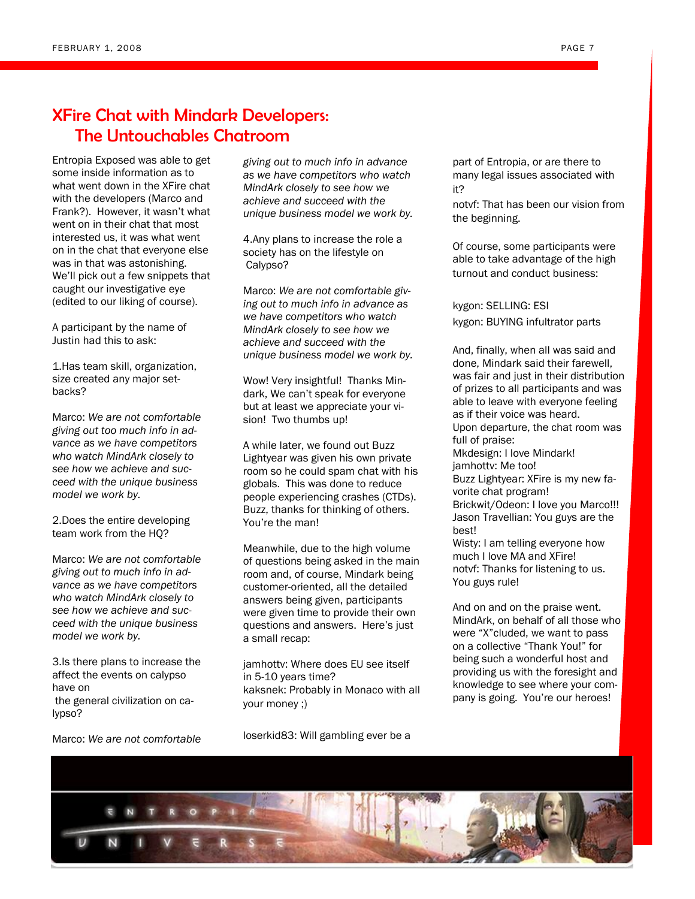# XFire Chat with Mindark Developers: The Untouchables Chatroom

Entropia Exposed was able to get some inside information as to what went down in the XFire chat with the developers (Marco and Frank?). However, it wasn't what went on in their chat that most interested us, it was what went on in the chat that everyone else was in that was astonishing. We'll pick out a few snippets that caught our investigative eye (edited to our liking of course).

A participant by the name of Justin had this to ask:

1.Has team skill, organization, size created any major setbacks?

Marco: *We are not comfortable giving out too much info in advance as we have competitors who watch MindArk closely to see how we achieve and succeed with the unique business model we work by.*

2.Does the entire developing team work from the HQ?

Marco: *We are not comfortable giving out to much info in advance as we have competitors who watch MindArk closely to see how we achieve and succeed with the unique business model we work by.*

3.Is there plans to increase the affect the events on calypso have on
the general civilization on calypso?

Marco: *We are not comfortable giving out to much info in advance as we have competitors who watch MindArk closely to see how we achieve and succeed with the unique business model we work by.*

4.Any plans to increase the role a society has on the lifestyle on Calypso?

Marco: *We are not comfortable giving out to much info in advance as we have competitors who watch MindArk closely to see how we achieve and succeed with the unique business model we work by.*

Wow! Very insightful! Thanks Mindark, We can't speak for everyone but at least we appreciate your vision! Two thumbs up!

A while later, we found out Buzz Lightyear was given his own private room so he could spam chat with his globals. This was done to reduce people experiencing crashes (CTDs). Buzz, thanks for thinking of others. You're the man!

Meanwhile, due to the high volume of questions being asked in the main room and, of course, Mindark being customer-oriented, all the detailed answers being given, participants were given time to provide their own questions and answers. Here's just a small recap:

jamhottv: Where does EU see itself in 5-10 years time?
kaksnek: Probably in Monaco with all your money ;)

loserkid83: Will gambling ever be a part of Entropia, or are there to many legal issues associated with it?
notvf: That has been our vision from the beginning.

Of course, some participants were able to take advantage of the high turnout and conduct business:

kygon: SELLING: ESI
kygon: BUYING infultrator parts

And, finally, when all was said and done, Mindark said their farewell, was fair and just in their distribution of prizes to all participants and was able to leave with everyone feeling as if their voice was heard.
Upon departure, the chat room was full of praise:
Mkdesign: I love Mindark!
jamhottv: Me too!
Buzz Lightyear: XFire is my new favorite chat program!
Brickwit/Odeon: I love you Marco!!!
Jason Travellian: You guys are the best!
Wisty: I am telling everyone how much I love MA and XFire!
notvf: Thanks for listening to us. You guys rule!

And on and on the praise went. MindArk, on behalf of all those who were "X"cluded, we want to pass on a collective "Thank You!" for being such a wonderful host and providing us with the foresight and knowledge to see where your company is going. You're our heroes!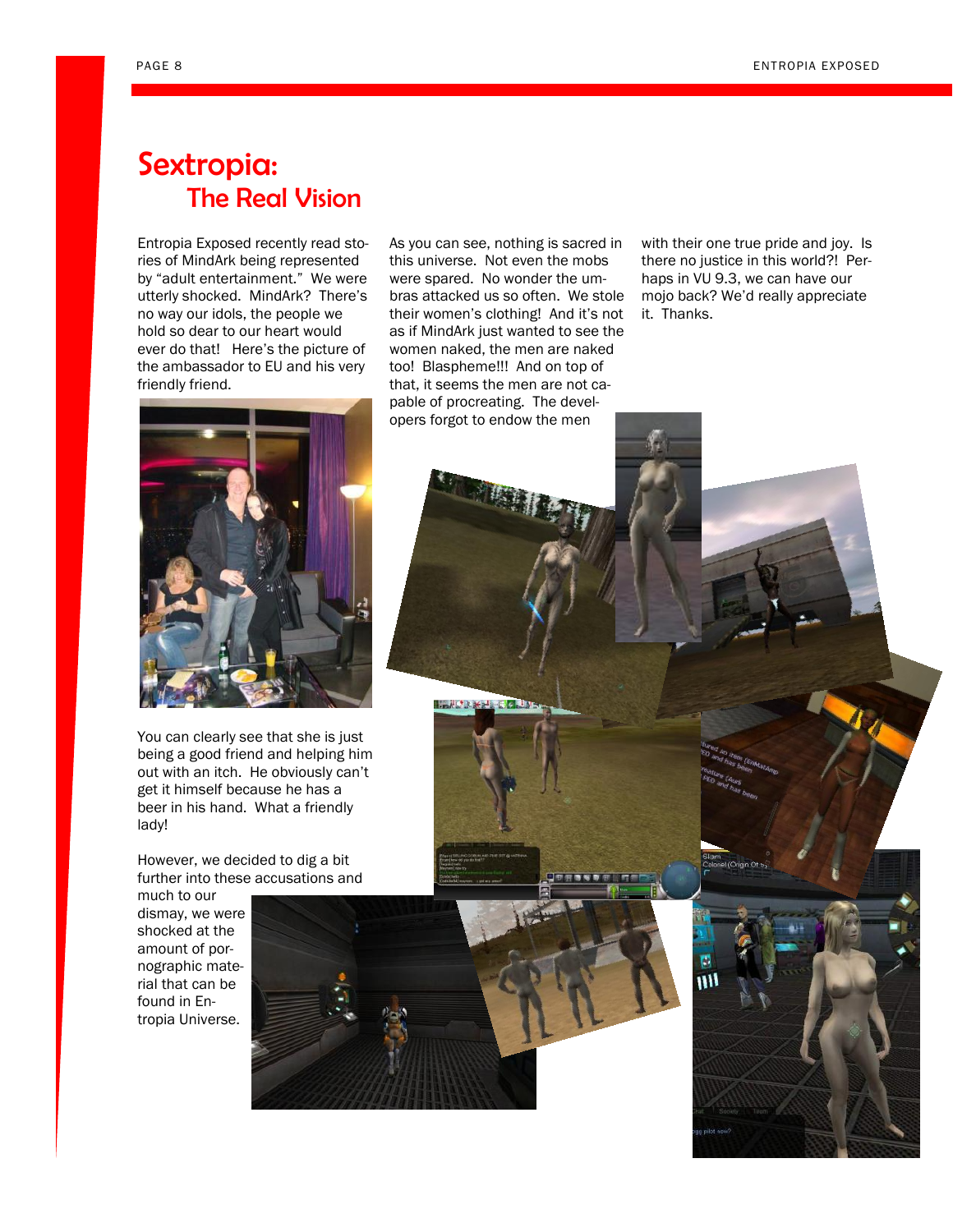# Sextropia: The Real Vision

Entropia Exposed recently read stories of MindArk being represented by "adult entertainment." We were utterly shocked. MindArk? There's no way our idols, the people we hold so dear to our heart would ever do that! Here's the picture of the ambassador to EU and his very friendly friend.

You can clearly see that she is just being a good friend and helping him out with an itch. He obviously can't get it himself because he has a beer in his hand. What a friendly lady!

However, we decided to dig a bit further into these accusations and much to our dismay, we were shocked at the amount of pornographic material that can be found in Entropia Universe.

As you can see, nothing is sacred in this universe. Not even the mobs were spared. No wonder the umbras attacked us so often. We stole their women's clothing! And it's not as if MindArk just wanted to see the women naked, the men are naked too! Blaspheme!!! And on top of that, it seems the men are not capable of procreating. The developers forgot to endow the men with their one true pride and joy. Is there no justice in this world?! Perhaps in VU 9.3, we can have our mojo back? We'd really appreciate it. Thanks.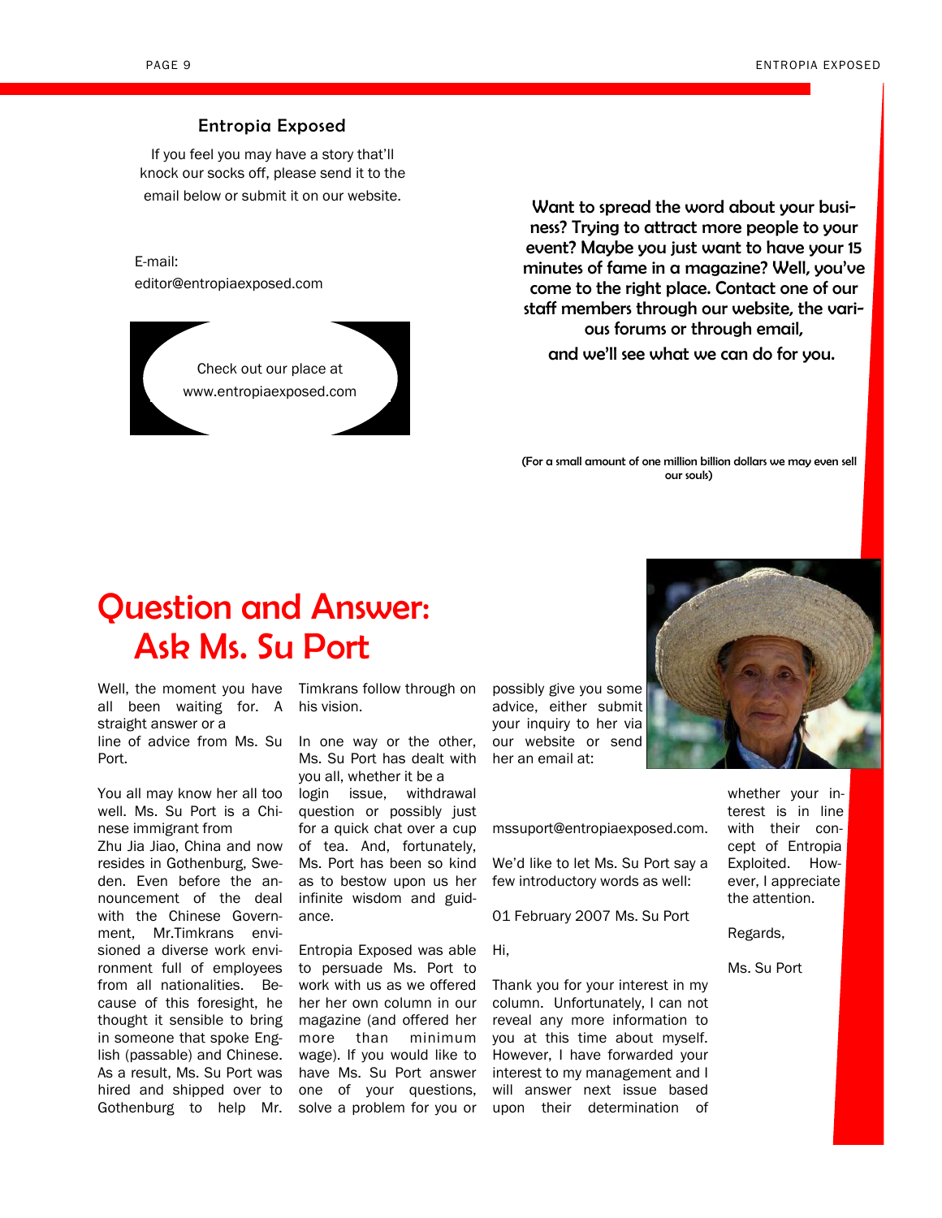### Entropia Exposed

If you feel you may have a story that'll knock our socks off, please send it to the email below or submit it on our website.

E-mail:
editor@entropiaexposed.com

Check out our place at
www.entropiaexposed.com

**Want to spread the word about your business? Trying to attract more people to your event? Maybe you just want to have your 15 minutes of fame in a magazine? Well, you've come to the right place. Contact one of our staff members through our website, the various forums or through email,**

**and we'll see what we can do for you.**

(For a small amount of one million billion dollars we may even sell our souls)

# Question and Answer: Ask Ms. Su Port

Well, the moment you have all been waiting for. A straight answer or a line of advice from Ms. Su Port.

You all may know her all too well. Ms. Su Port is a Chinese immigrant from Zhu Jia Jiao, China and now resides in Gothenburg, Sweden. Even before the announcement of the deal with the Chinese Government, Mr.Timkrans envisioned a diverse work environment full of employees from all nationalities. Because of this foresight, he thought it sensible to bring in someone that spoke English (passable) and Chinese. As a result, Ms. Su Port was hired and shipped over to Gothenburg to help Mr. Timkrans follow through on his vision.

In one way or the other, Ms. Su Port has dealt with you all, whether it be a login issue, withdrawal question or possibly just for a quick chat over a cup of tea. And, fortunately, Ms. Port has been so kind as to bestow upon us her infinite wisdom and guidance.

Entropia Exposed was able to persuade Ms. Port to work with us as we offered her her own column in our magazine (and offered her more than minimum wage). If you would like to have Ms. Su Port answer one of your questions, solve a problem for you or possibly give you some advice, either submit your inquiry to her via our website or send her an email at:

mssuport@entropiaexposed.com.

We'd like to let Ms. Su Port say a few introductory words as well:

01 February 2007 Ms. Su Port

Hi,

Thank you for your interest in my column. Unfortunately, I can not reveal any more information to you at this time about myself. However, I have forwarded your interest to my management and I will answer next issue based upon their determination of whether your interest is in line with their concept of Entropia Exploited. However, I appreciate the attention.

Regards,

Ms. Su Port